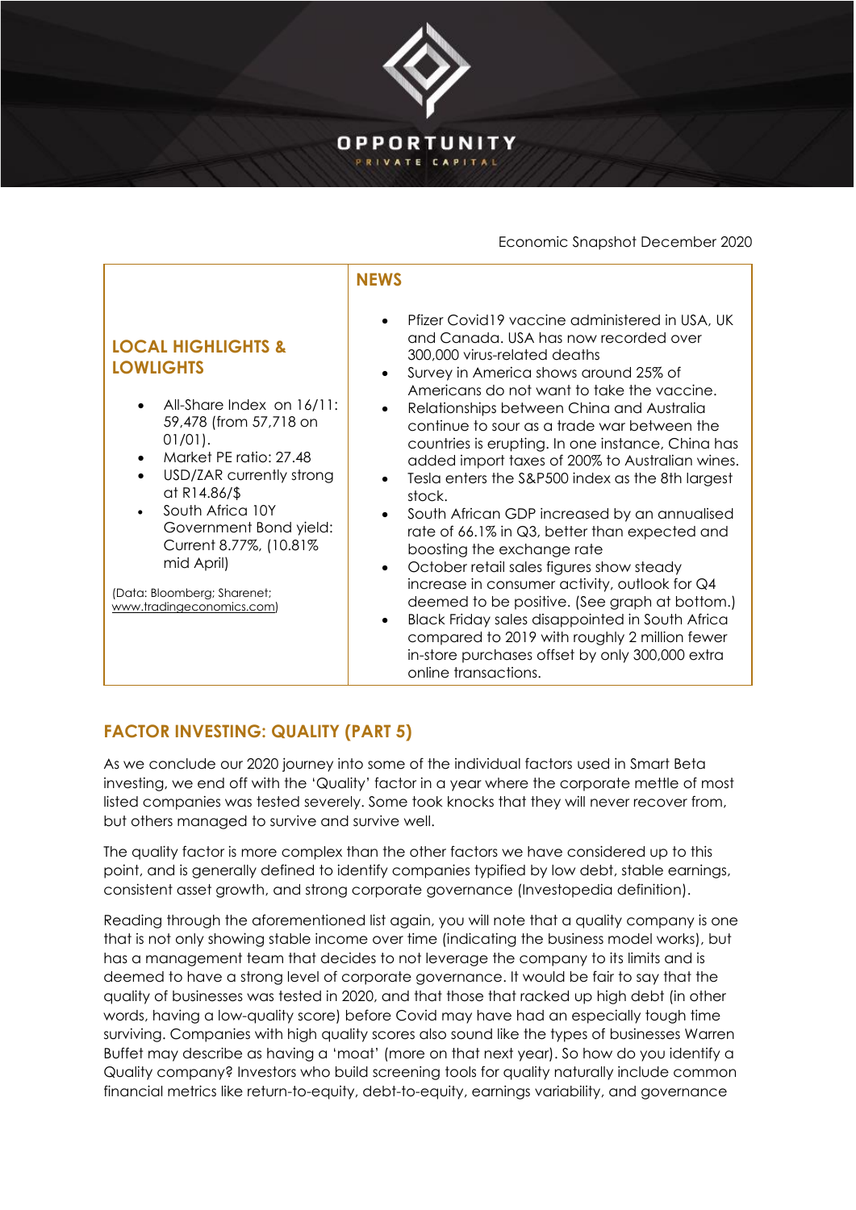OPPORTUNITY

PRIVATE CAPITAL

Economic Snapshot December 2020

| LOCAL HIGHLIGHTS & LOWLIGHTS | NEWS |
|---|---|
| • All-Share Index on 16/11: 59,478 (from 57,718 on 01/01).<br>• Market PE ratio: 27.48<br>• USD/ZAR currently strong at R14.86/$<br>• South Africa 10Y Government Bond yield: Current 8.77%, (10.81% mid April)<br><br>(Data: Bloomberg; Sharenet; www.tradingeconomics.com) | • Pfizer Covid19 vaccine administered in USA, UK and Canada. USA has now recorded over 300,000 virus-related deaths<br>• Survey in America shows around 25% of Americans do not want to take the vaccine.<br>• Relationships between China and Australia continue to sour as a trade war between the countries is erupting. In one instance, China has added import taxes of 200% to Australian wines.<br>• Tesla enters the S&P500 index as the 8th largest stock.<br>• South African GDP increased by an annualised rate of 66.1% in Q3, better than expected and boosting the exchange rate<br>• October retail sales figures show steady increase in consumer activity, outlook for Q4 deemed to be positive. (See graph at bottom.)<br>• Black Friday sales disappointed in South Africa compared to 2019 with roughly 2 million fewer in-store purchases offset by only 300,000 extra online transactions. |

## FACTOR INVESTING: QUALITY (PART 5)

As we conclude our 2020 journey into some of the individual factors used in Smart Beta investing, we end off with the 'Quality' factor in a year where the corporate mettle of most listed companies was tested severely. Some took knocks that they will never recover from, but others managed to survive and survive well.

The quality factor is more complex than the other factors we have considered up to this point, and is generally defined to identify companies typified by low debt, stable earnings, consistent asset growth, and strong corporate governance (Investopedia definition).

Reading through the aforementioned list again, you will note that a quality company is one that is not only showing stable income over time (indicating the business model works), but has a management team that decides to not leverage the company to its limits and is deemed to have a strong level of corporate governance. It would be fair to say that the quality of businesses was tested in 2020, and that those that racked up high debt (in other words, having a low-quality score) before Covid may have had an especially tough time surviving. Companies with high quality scores also sound like the types of businesses Warren Buffet may describe as having a 'moat' (more on that next year). So how do you identify a Quality company? Investors who build screening tools for quality naturally include common financial metrics like return-to-equity, debt-to-equity, earnings variability, and governance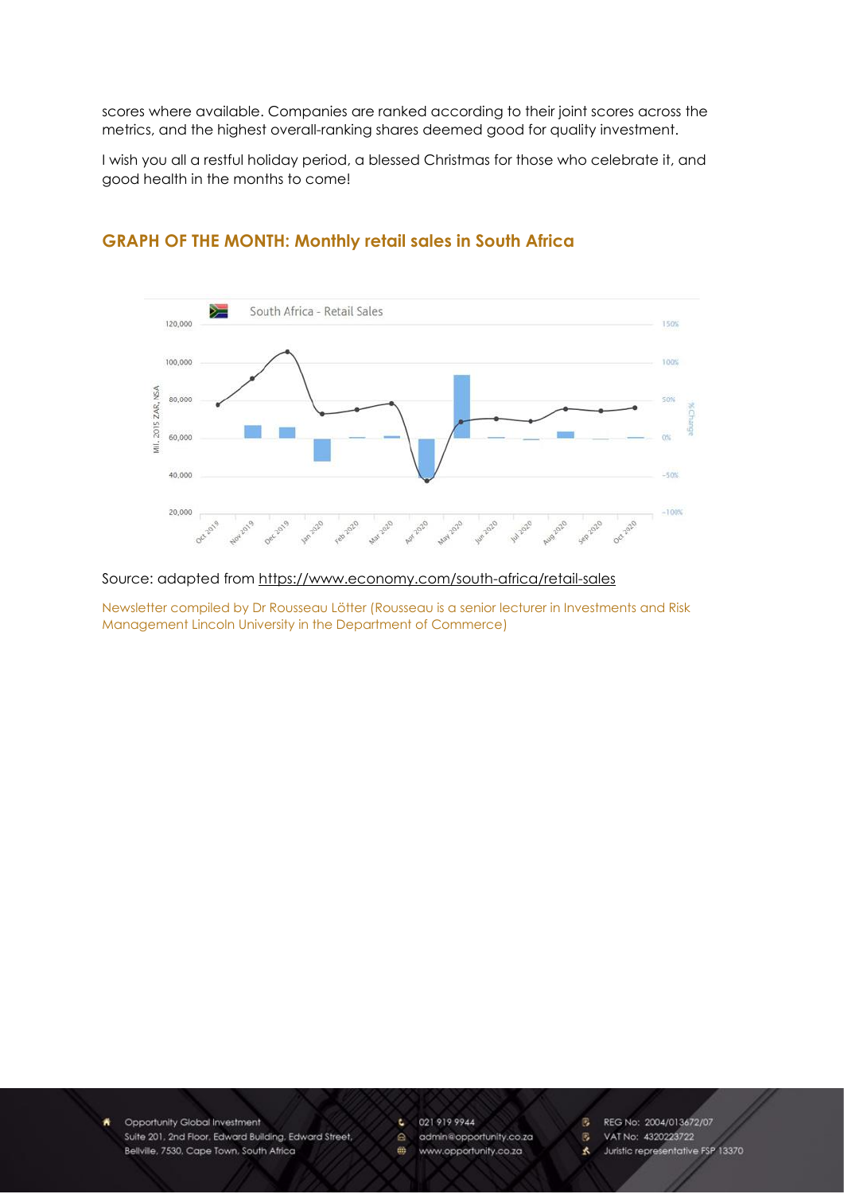scores where available. Companies are ranked according to their joint scores across the metrics, and the highest overall-ranking shares deemed good for quality investment.

I wish you all a restful holiday period, a blessed Christmas for those who celebrate it, and good health in the months to come!

## GRAPH OF THE MONTH: Monthly retail sales in South Africa

South Africa - Retail Sales

120,000
100,000
80,000
60,000
40,000
20,000

Mil. 2015 ZAR, NSA

150%
100%
50%
0%
-50%
-100%

% Change

Oct 2019, Nov 2019, Dec 2019, Jan 2020, Feb 2020, Mar 2020, Apr 2020, May 2020, Jun 2020, Jul 2020, Aug 2020, Sep 2020, Oct 2020

Source: adapted from https://www.economy.com/south-africa/retail-sales

Newsletter compiled by Dr Rousseau Lötter (Rousseau is a senior lecturer in Investments and Risk Management Lincoln University in the Department of Commerce)